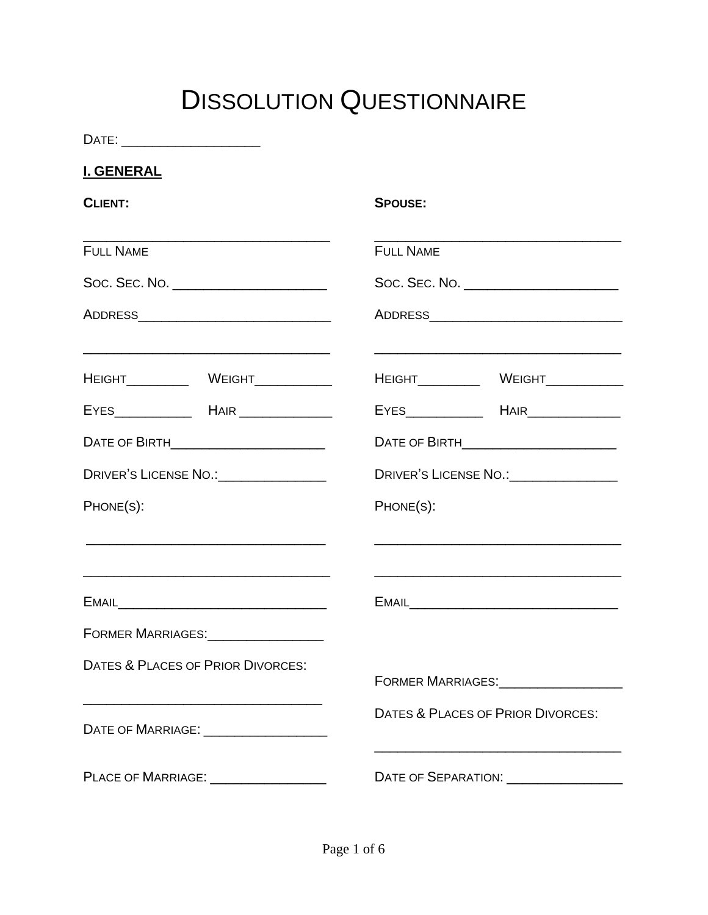# DISSOLUTION QUESTIONNAIRE

DATE: ____________________

**I. GENERAL**

**CLIENT:**

____________________________________
FULL NAME

SOC. SEC. NO. ______________________

ADDRESS___________________________

____________________________________

HEIGHT_________ WEIGHT___________

EYES___________ HAIR _____________

DATE OF BIRTH_____________________

DRIVER'S LICENSE NO.:_______________

PHONE(S):

____________________________________

____________________________________

EMAIL_____________________________

FORMER MARRIAGES:_________________

DATES & PLACES OF PRIOR DIVORCES:

____________________________________

DATE OF MARRIAGE: _________________

PLACE OF MARRIAGE: ________________

**SPOUSE:**

____________________________________
FULL NAME

SOC. SEC. NO. ______________________

ADDRESS___________________________

____________________________________

HEIGHT_________ WEIGHT___________

EYES___________ HAIR_____________

DATE OF BIRTH_____________________

DRIVER'S LICENSE NO.:_______________

PHONE(S):

____________________________________

____________________________________

EMAIL_____________________________

FORMER MARRIAGES:_________________

DATES & PLACES OF PRIOR DIVORCES:

____________________________________

DATE OF SEPARATION: ________________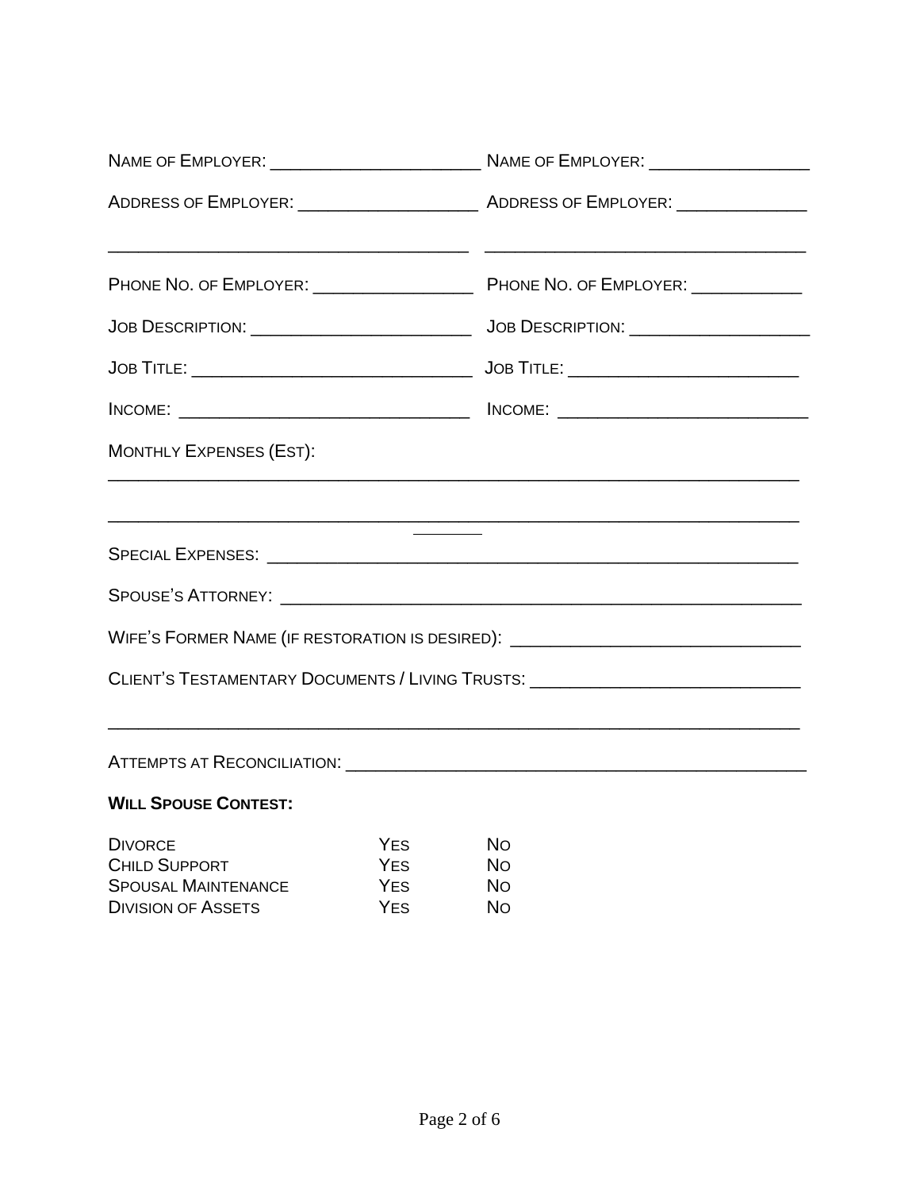Name of Employer: ______________________ Name of Employer: _________________

Address of Employer: ____________________ Address of Employer: ______________

_____________________________________ ________________________________

Phone No. of Employer: _________________ Phone No. of Employer: ____________

Job Description: _______________________ Job Description: ___________________

Job Title: _____________________________ Job Title: _________________________

Income: ______________________________ Income: ___________________________

Monthly Expenses (Est):

_______________________________________________________________________

_______________________________________________________________________

Special Expenses: ______________________________________________________

Spouse's Attorney: _____________________________________________________

Wife's Former Name (if restoration is desired): ______________________________

Client's Testamentary Documents / Living Trusts: ____________________________

_______________________________________________________________________

Attempts at Reconciliation: _______________________________________________

**Will Spouse Contest:**

| | | |
|---|---|---|
| Divorce | Yes | No |
| Child Support | Yes | No |
| Spousal Maintenance | Yes | No |
| Division of Assets | Yes | No |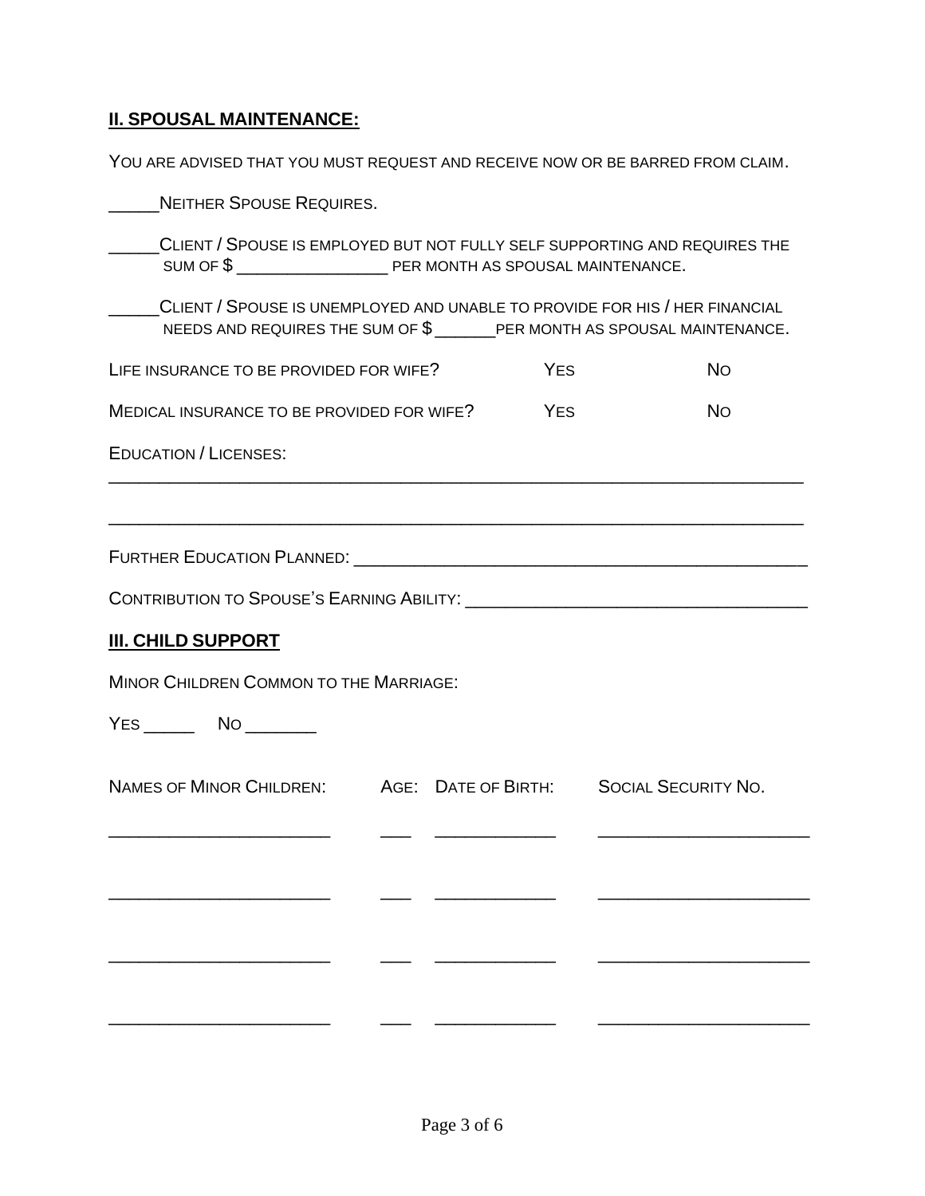## II. SPOUSAL MAINTENANCE:

You are advised that you must request and receive now or be barred from claim.

_____Neither Spouse Requires.

_____Client / Spouse is employed but not fully self supporting and requires the sum of $ ________________ per month as spousal maintenance.

_____Client / Spouse is unemployed and unable to provide for his / her financial needs and requires the sum of $ _______per month as spousal maintenance.

| | | |
|---|---|---|
| Life insurance to be provided for wife? | Yes | No |
| Medical insurance to be provided for wife? | Yes | No |

Education / Licenses:

_______________________________________________________________________

_______________________________________________________________________

Further Education Planned: ___________________________________________

Contribution to Spouse's Earning Ability: ________________________________

## III. CHILD SUPPORT

Minor Children Common to the Marriage:

Yes _____ No _______

| Names of Minor Children: | Age: | Date of Birth: | Social Security No. |
|---|---|---|---|
| ______________________ | ___ | ____________ | ____________________ |
| ______________________ | ___ | ____________ | ____________________ |
| ______________________ | ___ | ____________ | ____________________ |
| ______________________ | ___ | ____________ | ____________________ |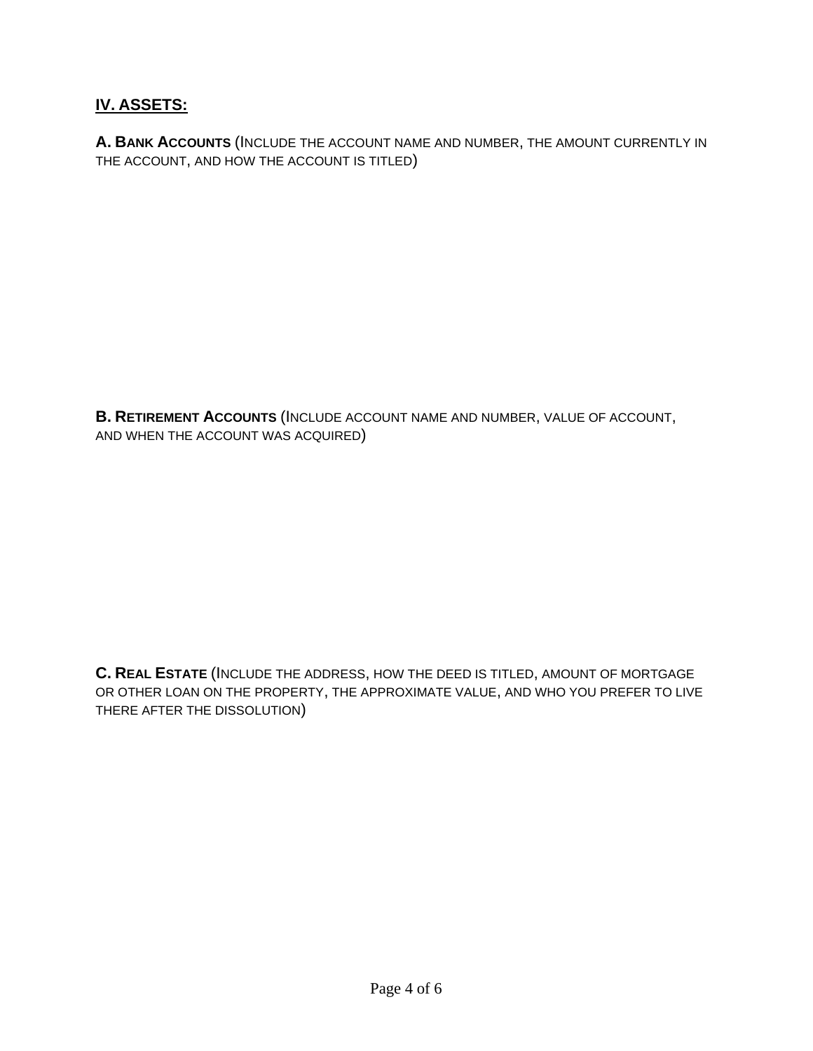## IV. ASSETS:

**A. Bank Accounts** (Include the account name and number, the amount currently in the account, and how the account is titled)

**B. Retirement Accounts** (Include account name and number, value of account, and when the account was acquired)

**C. Real Estate** (Include the address, how the deed is titled, amount of mortgage or other loan on the property, the approximate value, and who you prefer to live there after the dissolution)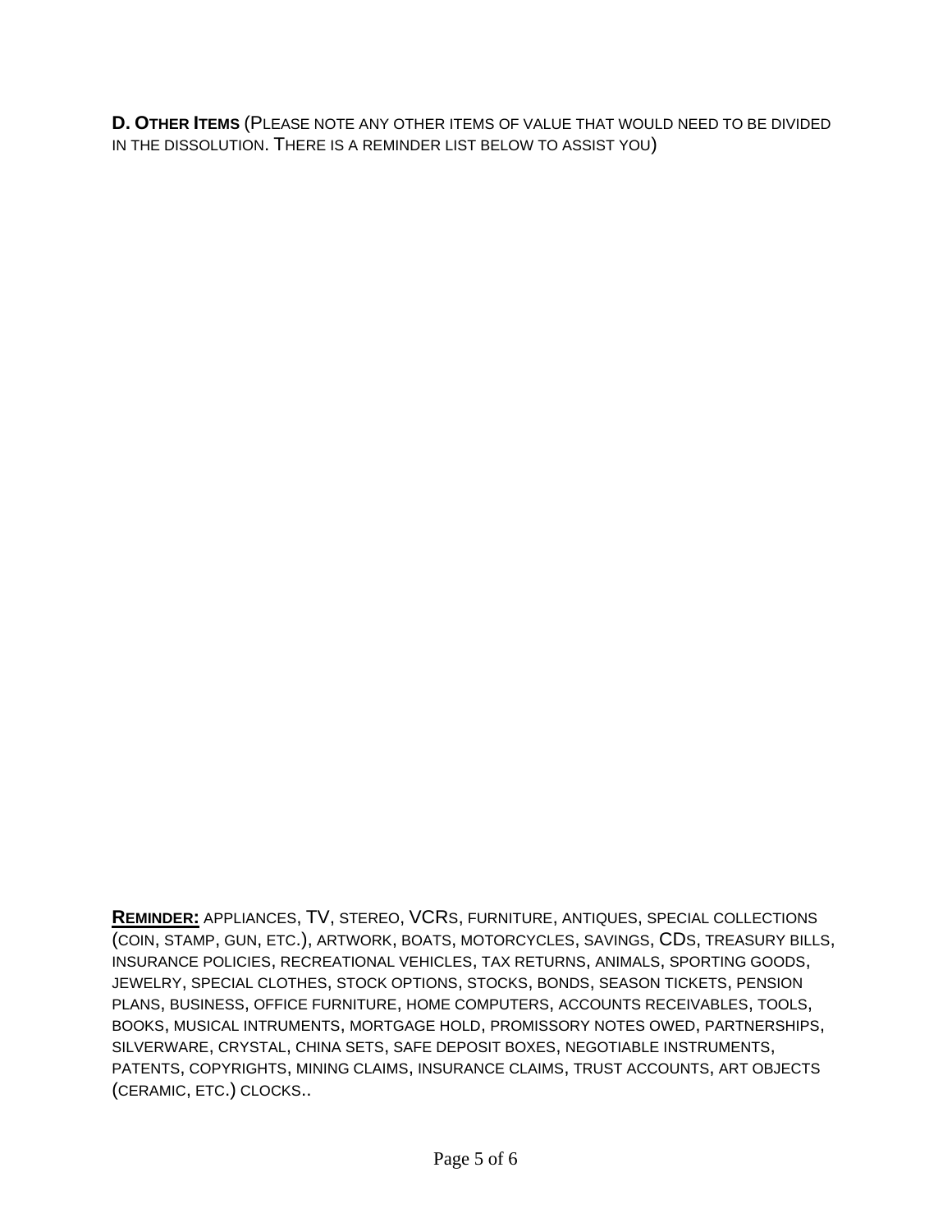**D. Other Items** (Please note any other items of value that would need to be divided in the dissolution. There is a reminder list below to assist you)

**Reminder:** appliances, TV, stereo, VCRs, furniture, antiques, special collections (coin, stamp, gun, etc.), artwork, boats, motorcycles, savings, CDs, treasury bills, insurance policies, recreational vehicles, tax returns, animals, sporting goods, jewelry, special clothes, stock options, stocks, bonds, season tickets, pension plans, business, office furniture, home computers, accounts receivables, tools, books, musical intruments, mortgage hold, promissory notes owed, partnerships, silverware, crystal, china sets, safe deposit boxes, negotiable instruments, patents, copyrights, mining claims, insurance claims, trust accounts, art objects (ceramic, etc.) clocks..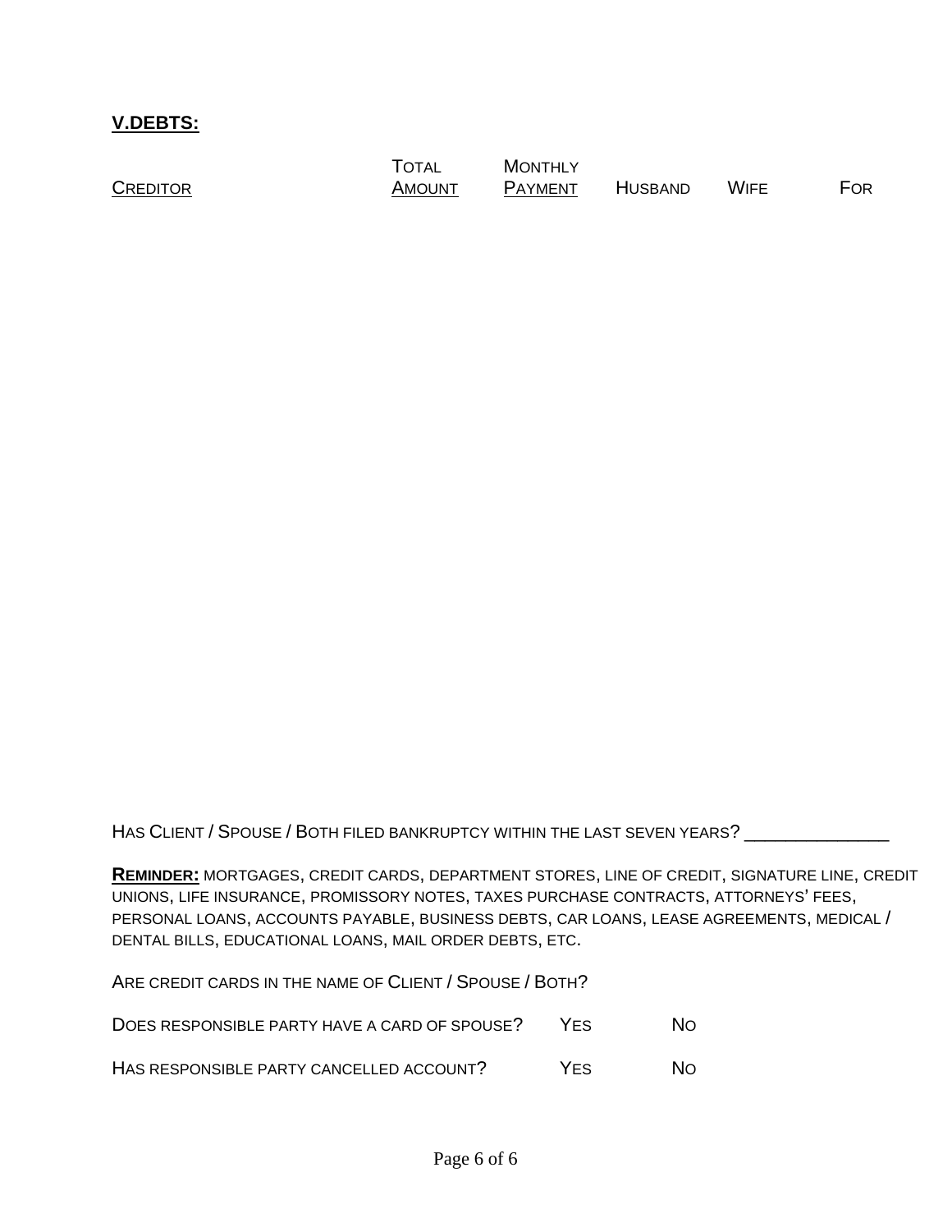## V.DEBTS:

| Creditor | Total Amount | Monthly Payment | Husband | Wife | For |
|---|---|---|---|---|---|

Has Client / Spouse / Both filed bankruptcy within the last seven years? _______________

**Reminder:** mortgages, credit cards, department stores, line of credit, signature line, credit unions, life insurance, promissory notes, taxes purchase contracts, attorneys' fees, personal loans, accounts payable, business debts, car loans, lease agreements, medical / dental bills, educational loans, mail order debts, etc.

Are credit cards in the name of Client / Spouse / Both?

Does responsible party have a card of spouse? Yes No

Has responsible party cancelled account? Yes No